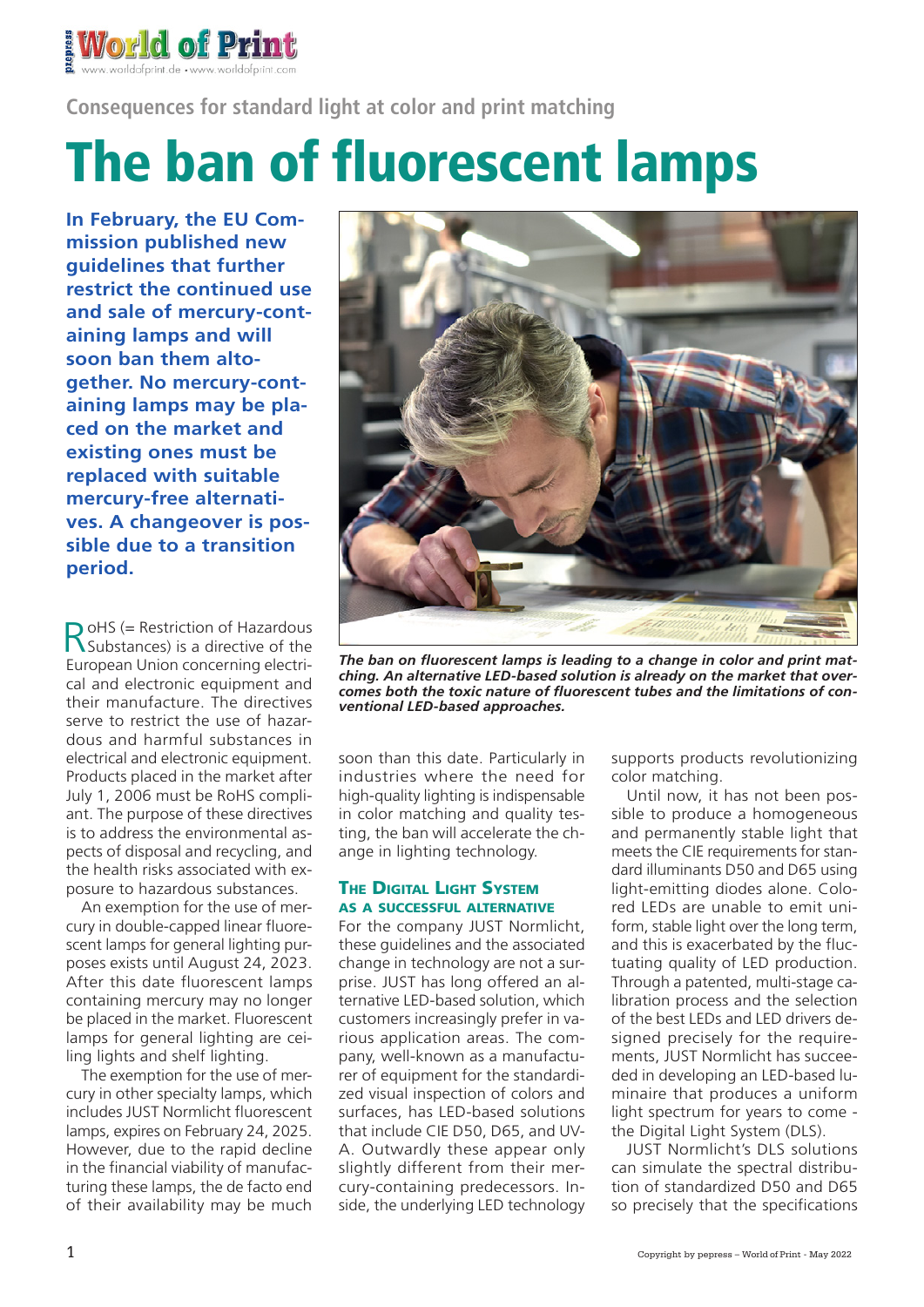Consequences for standard light at color and print matching

# The ban of fluorescent lamps

**In February, the EU Commission published new guidelines that further restrict the continued use and sale of mercury-containing lamps and will soon ban them altogether. No mercury-containing lamps may be placed on the market and existing ones must be replaced with suitable mercury-free alternatives. A changeover is possible due to a transition period.**

*The ban on fluorescent lamps is leading to a change in color and print matching. An alternative LED-based solution is already on the market that overcomes both the toxic nature of fluorescent tubes and the limitations of conventional LED-based approaches.*

RoHS (= Restriction of Hazardous Substances) is a directive of the European Union concerning electrical and electronic equipment and their manufacture. The directives serve to restrict the use of hazardous and harmful substances in electrical and electronic equipment. Products placed in the market after July 1, 2006 must be RoHS compliant. The purpose of these directives is to address the environmental aspects of disposal and recycling, and the health risks associated with exposure to hazardous substances.

An exemption for the use of mercury in double-capped linear fluorescent lamps for general lighting purposes exists until August 24, 2023. After this date fluorescent lamps containing mercury may no longer be placed in the market. Fluorescent lamps for general lighting are ceiling lights and shelf lighting.

The exemption for the use of mercury in other specialty lamps, which includes JUST Normlicht fluorescent lamps, expires on February 24, 2025. However, due to the rapid decline in the financial viability of manufacturing these lamps, the de facto end of their availability may be much soon than this date. Particularly in industries where the need for high-quality lighting is indispensable in color matching and quality testing, the ban will accelerate the change in lighting technology.

## The Digital Light System as a successful alternative

For the company JUST Normlicht, these guidelines and the associated change in technology are not a surprise. JUST has long offered an alternative LED-based solution, which customers increasingly prefer in various application areas. The company, well-known as a manufacturer of equipment for the standardized visual inspection of colors and surfaces, has LED-based solutions that include CIE D50, D65, and UV-A. Outwardly these appear only slightly different from their mercury-containing predecessors. Inside, the underlying LED technology supports products revolutionizing color matching.

Until now, it has not been possible to produce a homogeneous and permanently stable light that meets the CIE requirements for standard illuminants D50 and D65 using light-emitting diodes alone. Colored LEDs are unable to emit uniform, stable light over the long term, and this is exacerbated by the fluctuating quality of LED production. Through a patented, multi-stage calibration process and the selection of the best LEDs and LED drivers designed precisely for the requirements, JUST Normlicht has succeeded in developing an LED-based luminaire that produces a uniform light spectrum for years to come - the Digital Light System (DLS).

JUST Normlicht's DLS solutions can simulate the spectral distribution of standardized D50 and D65 so precisely that the specifications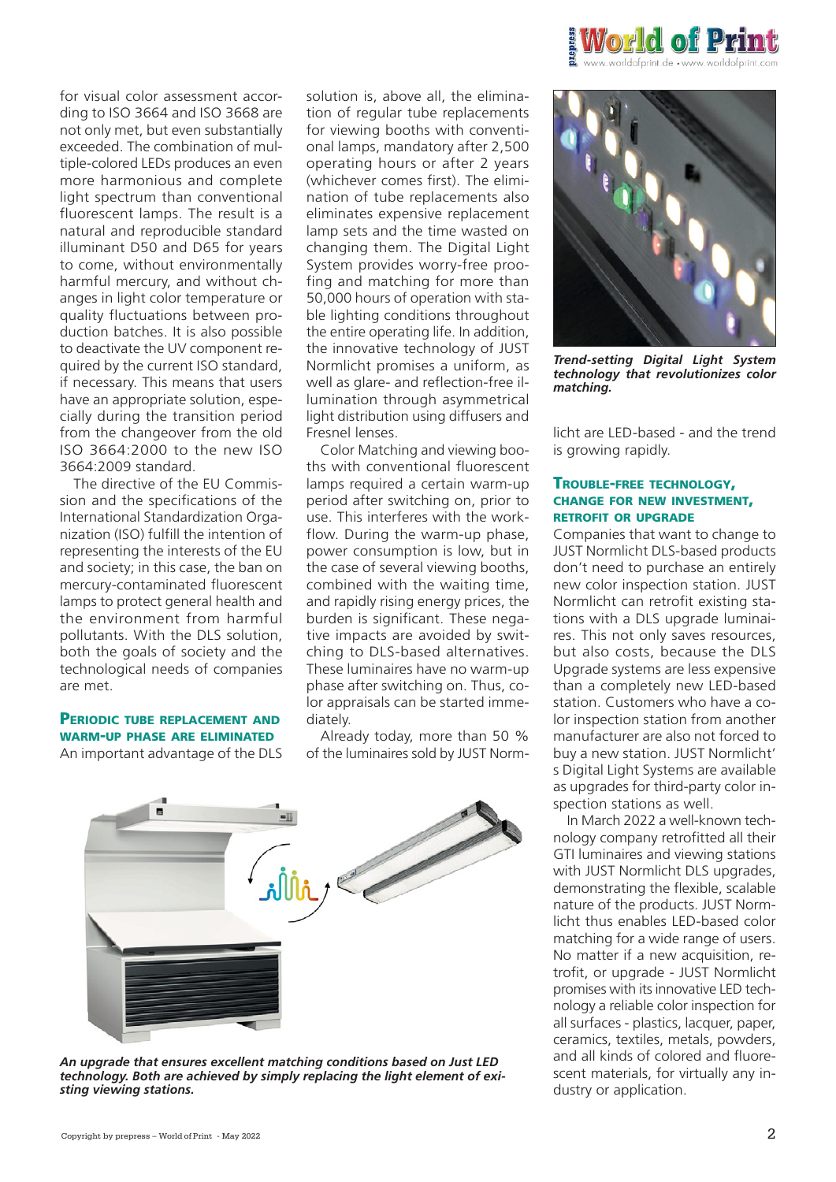for visual color assessment according to ISO 3664 and ISO 3668 are not only met, but even substantially exceeded. The combination of multiple-colored LEDs produces an even more harmonious and complete light spectrum than conventional fluorescent lamps. The result is a natural and reproducible standard illuminant D50 and D65 for years to come, without environmentally harmful mercury, and without changes in light color temperature or quality fluctuations between production batches. It is also possible to deactivate the UV component required by the current ISO standard, if necessary. This means that users have an appropriate solution, especially during the transition period from the changeover from the old ISO 3664:2000 to the new ISO 3664:2009 standard.

The directive of the EU Commission and the specifications of the International Standardization Organization (ISO) fulfill the intention of representing the interests of the EU and society; in this case, the ban on mercury-contaminated fluorescent lamps to protect general health and the environment from harmful pollutants. With the DLS solution, both the goals of society and the technological needs of companies are met.

### Periodic tube replacement and warm-up phase are eliminated

An important advantage of the DLS solution is, above all, the elimination of regular tube replacements for viewing booths with conventional lamps, mandatory after 2,500 operating hours or after 2 years (whichever comes first). The elimination of tube replacements also eliminates expensive replacement lamp sets and the time wasted on changing them. The Digital Light System provides worry-free proofing and matching for more than 50,000 hours of operation with stable lighting conditions throughout the entire operating life. In addition, the innovative technology of JUST Normlicht promises a uniform, as well as glare- and reflection-free illumination through asymmetrical light distribution using diffusers and Fresnel lenses.

Color Matching and viewing booths with conventional fluorescent lamps required a certain warm-up period after switching on, prior to use. This interferes with the workflow. During the warm-up phase, power consumption is low, but in the case of several viewing booths, combined with the waiting time, and rapidly rising energy prices, the burden is significant. These negative impacts are avoided by switching to DLS-based alternatives. These luminaires have no warm-up phase after switching on. Thus, color appraisals can be started immediately.

Already today, more than 50 % of the luminaires sold by JUST Normlicht are LED-based - and the trend is growing rapidly.

*An upgrade that ensures excellent matching conditions based on Just LED technology. Both are achieved by simply replacing the light element of existing viewing stations.*

*Trend-setting Digital Light System technology that revolutionizes color matching.*

### Trouble-free technology, change for new investment, retrofit or upgrade

Companies that want to change to JUST Normlicht DLS-based products don't need to purchase an entirely new color inspection station. JUST Normlicht can retrofit existing stations with a DLS upgrade luminaires. This not only saves resources, but also costs, because the DLS Upgrade systems are less expensive than a completely new LED-based station. Customers who have a color inspection station from another manufacturer are also not forced to buy a new station. JUST Normlicht' s Digital Light Systems are available as upgrades for third-party color inspection stations as well.

In March 2022 a well-known technology company retrofitted all their GTI luminaires and viewing stations with JUST Normlicht DLS upgrades, demonstrating the flexible, scalable nature of the products. JUST Normlicht thus enables LED-based color matching for a wide range of users. No matter if a new acquisition, retrofit, or upgrade - JUST Normlicht promises with its innovative LED technology a reliable color inspection for all surfaces - plastics, lacquer, paper, ceramics, textiles, metals, powders, and all kinds of colored and fluorescent materials, for virtually any industry or application.